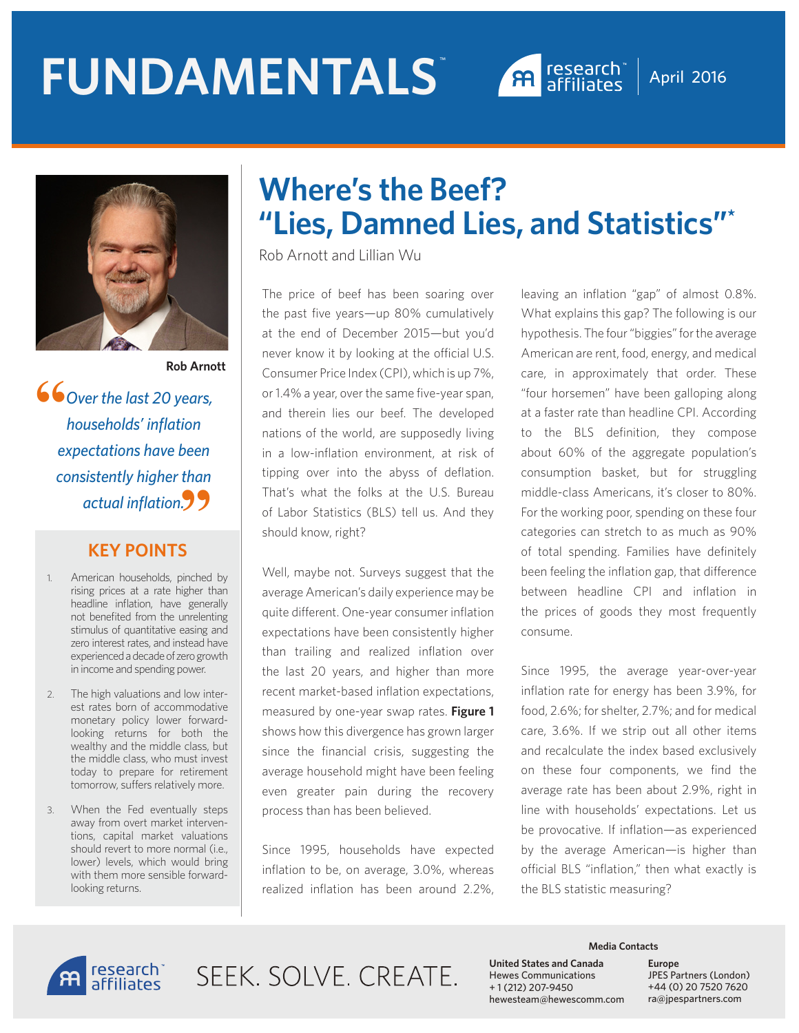# FUNDAMENTALS™

research affiliates

April 2016

# Where's the Beef? "Lies, Damned Lies, and Statistics"*

Rob Arnott and Lillian Wu

Rob Arnott

*"Over the last 20 years, households' inflation expectations have been consistently higher than actual inflation."*

## KEY POINTS

1. American households, pinched by rising prices at a rate higher than headline inflation, have generally not benefited from the unrelenting stimulus of quantitative easing and zero interest rates, and instead have experienced a decade of zero growth in income and spending power.
2. The high valuations and low interest rates born of accommodative monetary policy lower forward-looking returns for both the wealthy and the middle class, but the middle class, who must invest today to prepare for retirement tomorrow, suffers relatively more.
3. When the Fed eventually steps away from overt market interventions, capital market valuations should revert to more normal (i.e., lower) levels, which would bring with them more sensible forward-looking returns.

The price of beef has been soaring over the past five years—up 80% cumulatively at the end of December 2015—but you'd never know it by looking at the official U.S. Consumer Price Index (CPI), which is up 7%, or 1.4% a year, over the same five-year span, and therein lies our beef. The developed nations of the world, are supposedly living in a low-inflation environment, at risk of tipping over into the abyss of deflation. That's what the folks at the U.S. Bureau of Labor Statistics (BLS) tell us. And they should know, right?

Well, maybe not. Surveys suggest that the average American's daily experience may be quite different. One-year consumer inflation expectations have been consistently higher than trailing and realized inflation over the last 20 years, and higher than more recent market-based inflation expectations, measured by one-year swap rates. **Figure 1** shows how this divergence has grown larger since the financial crisis, suggesting the average household might have been feeling even greater pain during the recovery process than has been believed.

Since 1995, households have expected inflation to be, on average, 3.0%, whereas realized inflation has been around 2.2%, leaving an inflation "gap" of almost 0.8%. What explains this gap? The following is our hypothesis. The four "biggies" for the average American are rent, food, energy, and medical care, in approximately that order. These "four horsemen" have been galloping along at a faster rate than headline CPI. According to the BLS definition, they compose about 60% of the aggregate population's consumption basket, but for struggling middle-class Americans, it's closer to 80%. For the working poor, spending on these four categories can stretch to as much as 90% of total spending. Families have definitely been feeling the inflation gap, that difference between headline CPI and inflation in the prices of goods they most frequently consume.

Since 1995, the average year-over-year inflation rate for energy has been 3.9%, for food, 2.6%; for shelter, 2.7%; and for medical care, 3.6%. If we strip out all other items and recalculate the index based exclusively on these four components, we find the average rate has been about 2.9%, right in line with households' expectations. Let us be provocative. If inflation—as experienced by the average American—is higher than official BLS "inflation," then what exactly is the BLS statistic measuring?

research affiliates

SEEK. SOLVE. CREATE.

**Media Contacts**

**United States and Canada**
Hewes Communications
+1 (212) 207-9450
hewesteam@hewescomm.com

**Europe**
JPES Partners (London)
+44 (0) 20 7520 7620
ra@jpespartners.com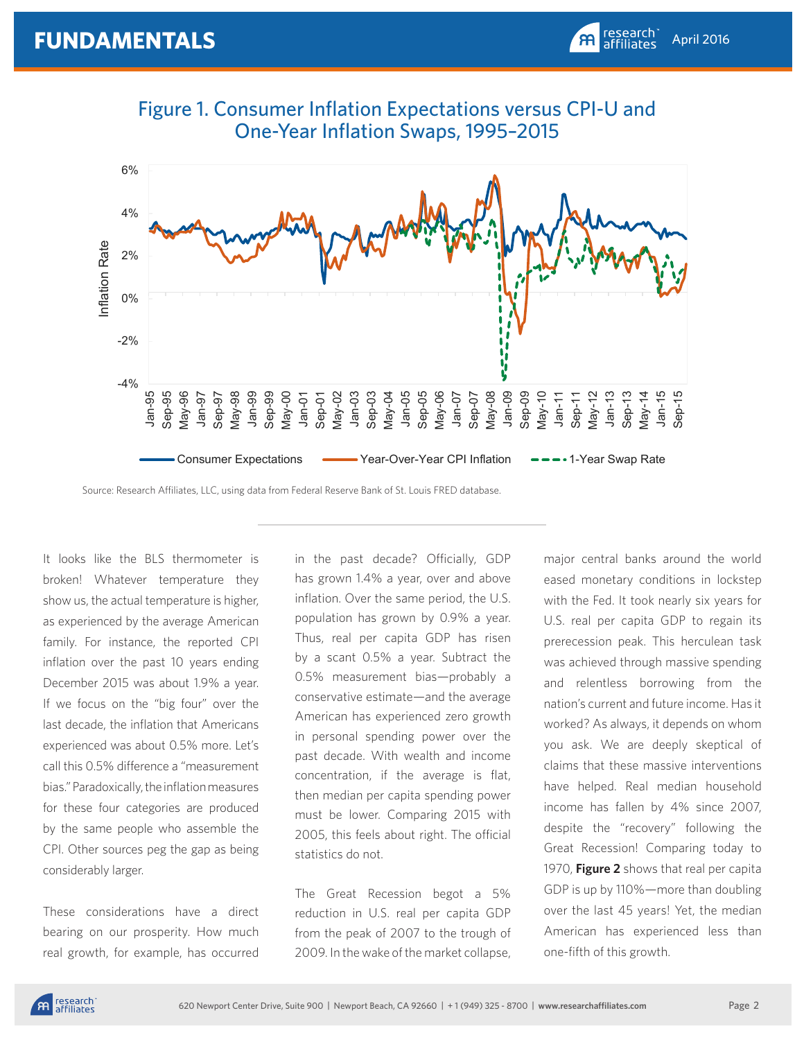## Figure 1. Consumer Inflation Expectations versus CPI-U and One-Year Inflation Swaps, 1995–2015

Source: Research Affiliates, LLC, using data from Federal Reserve Bank of St. Louis FRED database.

It looks like the BLS thermometer is broken! Whatever temperature they show us, the actual temperature is higher, as experienced by the average American family. For instance, the reported CPI inflation over the past 10 years ending December 2015 was about 1.9% a year. If we focus on the "big four" over the last decade, the inflation that Americans experienced was about 0.5% more. Let's call this 0.5% difference a "measurement bias." Paradoxically, the inflation measures for these four categories are produced by the same people who assemble the CPI. Other sources peg the gap as being considerably larger.

These considerations have a direct bearing on our prosperity. How much real growth, for example, has occurred in the past decade? Officially, GDP has grown 1.4% a year, over and above inflation. Over the same period, the U.S. population has grown by 0.9% a year. Thus, real per capita GDP has risen by a scant 0.5% a year. Subtract the 0.5% measurement bias—probably a conservative estimate—and the average American has experienced zero growth in personal spending power over the past decade. With wealth and income concentration, if the average is flat, then median per capita spending power must be lower. Comparing 2015 with 2005, this feels about right. The official statistics do not.

The Great Recession begot a 5% reduction in U.S. real per capita GDP from the peak of 2007 to the trough of 2009. In the wake of the market collapse, major central banks around the world eased monetary conditions in lockstep with the Fed. It took nearly six years for U.S. real per capita GDP to regain its prerecession peak. This herculean task was achieved through massive spending and relentless borrowing from the nation's current and future income. Has it worked? As always, it depends on whom you ask. We are deeply skeptical of claims that these massive interventions have helped. Real median household income has fallen by 4% since 2007, despite the "recovery" following the Great Recession! Comparing today to 1970, **Figure 2** shows that real per capita GDP is up by 110%—more than doubling over the last 45 years! Yet, the median American has experienced less than one-fifth of this growth.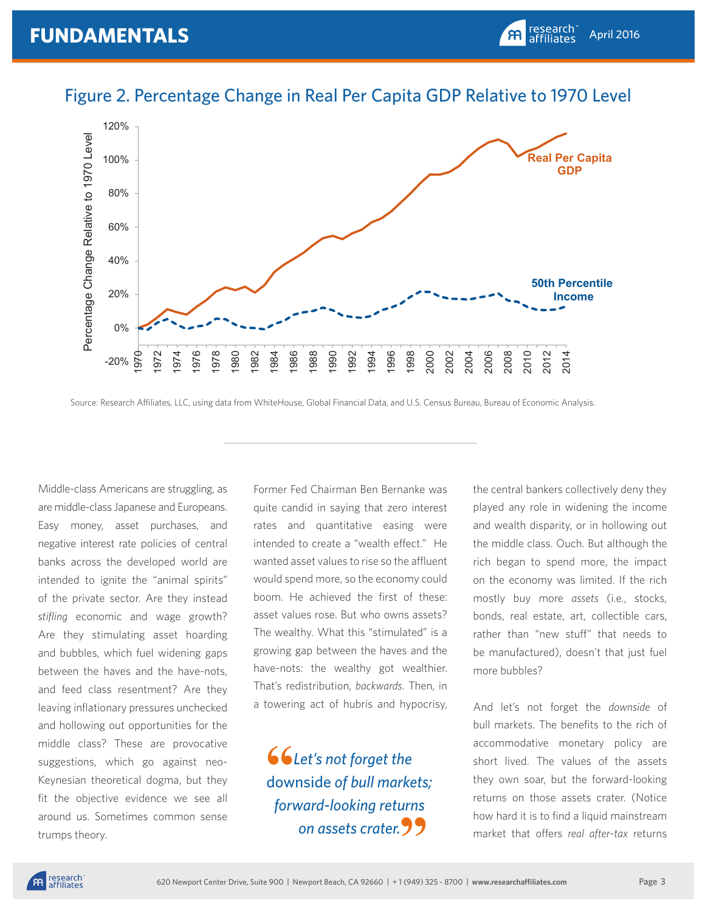## Figure 2. Percentage Change in Real Per Capita GDP Relative to 1970 Level

Source: Research Affiliates, LLC, using data from WhiteHouse, Global Financial Data, and U.S. Census Bureau, Bureau of Economic Analysis.

Middle-class Americans are struggling, as are middle-class Japanese and Europeans. Easy money, asset purchases, and negative interest rate policies of central banks across the developed world are intended to ignite the "animal spirits" of the private sector. Are they instead *stifling* economic and wage growth? Are they stimulating asset hoarding and bubbles, which fuel widening gaps between the haves and the have-nots, and feed class resentment? Are they leaving inflationary pressures unchecked and hollowing out opportunities for the middle class? These are provocative suggestions, which go against neo-Keynesian theoretical dogma, but they fit the objective evidence we see all around us. Sometimes common sense trumps theory.

Former Fed Chairman Ben Bernanke was quite candid in saying that zero interest rates and quantitative easing were intended to create a "wealth effect." He wanted asset values to rise so the affluent would spend more, so the economy could boom. He achieved the first of these: asset values rose. But who owns assets? The wealthy. What this "stimulated" is a growing gap between the haves and the have-nots: the wealthy got wealthier. That's redistribution, *backwards*. Then, in a towering act of hubris and hypocrisy, the central bankers collectively deny they played any role in widening the income and wealth disparity, or in hollowing out the middle class. Ouch. But although the rich began to spend more, the impact on the economy was limited. If the rich mostly buy more *assets* (i.e., stocks, bonds, real estate, art, collectible cars, rather than "new stuff" that needs to be manufactured), doesn't that just fuel more bubbles?

> *"Let's not forget the* downside *of bull markets; forward-looking returns on assets crater."*

And let's not forget the *downside* of bull markets. The benefits to the rich of accommodative monetary policy are short lived. The values of the assets they own soar, but the forward-looking returns on those assets crater. (Notice how hard it is to find a liquid mainstream market that offers *real after-tax* returns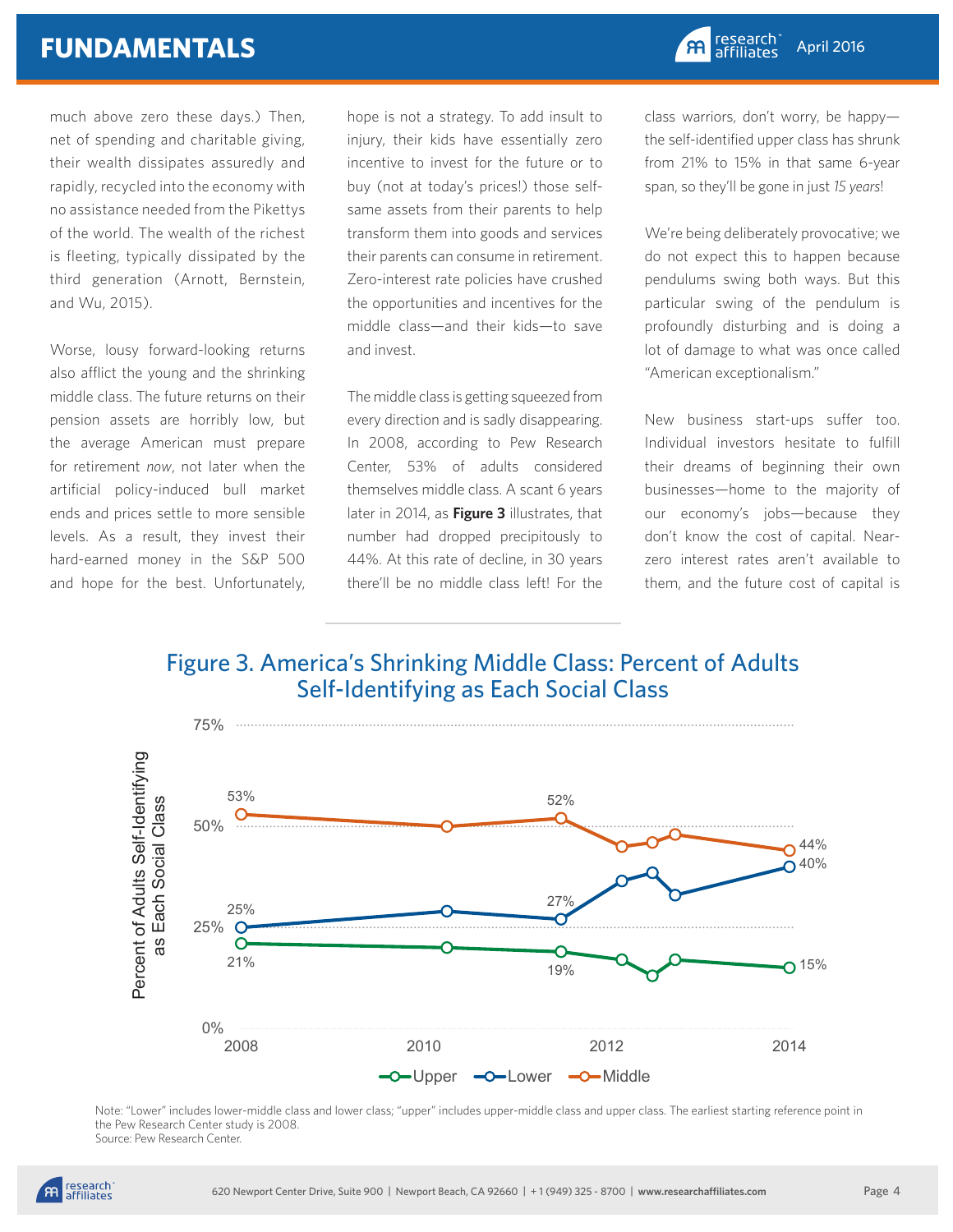much above zero these days.) Then, net of spending and charitable giving, their wealth dissipates assuredly and rapidly, recycled into the economy with no assistance needed from the Pikettys of the world. The wealth of the richest is fleeting, typically dissipated by the third generation (Arnott, Bernstein, and Wu, 2015).

Worse, lousy forward-looking returns also afflict the young and the shrinking middle class. The future returns on their pension assets are horribly low, but the average American must prepare for retirement *now*, not later when the artificial policy-induced bull market ends and prices settle to more sensible levels. As a result, they invest their hard-earned money in the S&P 500 and hope for the best. Unfortunately, hope is not a strategy. To add insult to injury, their kids have essentially zero incentive to invest for the future or to buy (not at today's prices!) those self-same assets from their parents to help transform them into goods and services their parents can consume in retirement. Zero-interest rate policies have crushed the opportunities and incentives for the middle class—and their kids—to save and invest.

The middle class is getting squeezed from every direction and is sadly disappearing. In 2008, according to Pew Research Center, 53% of adults considered themselves middle class. A scant 6 years later in 2014, as **Figure 3** illustrates, that number had dropped precipitously to 44%. At this rate of decline, in 30 years there'll be no middle class left! For the class warriors, don't worry, be happy—the self-identified upper class has shrunk from 21% to 15% in that same 6-year span, so they'll be gone in just *15 years*!

We're being deliberately provocative; we do not expect this to happen because pendulums swing both ways. But this particular swing of the pendulum is profoundly disturbing and is doing a lot of damage to what was once called "American exceptionalism."

New business start-ups suffer too. Individual investors hesitate to fulfill their dreams of beginning their own businesses—home to the majority of our economy's jobs—because they don't know the cost of capital. Near-zero interest rates aren't available to them, and the future cost of capital is

## Figure 3. America's Shrinking Middle Class: Percent of Adults Self-Identifying as Each Social Class

Note: "Lower" includes lower-middle class and lower class; "upper" includes upper-middle class and upper class. The earliest starting reference point in the Pew Research Center study is 2008.
Source: Pew Research Center.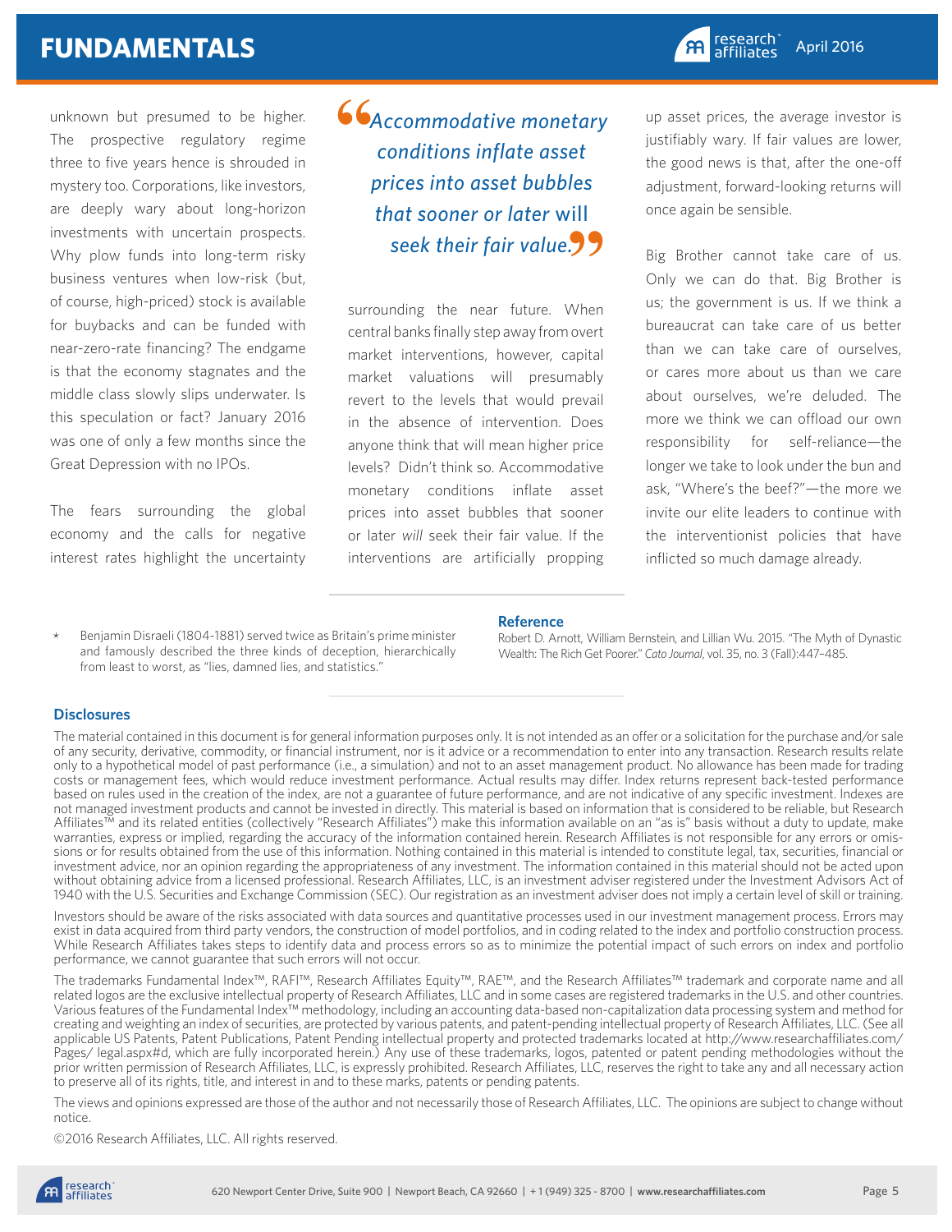unknown but presumed to be higher. The prospective regulatory regime three to five years hence is shrouded in mystery too. Corporations, like investors, are deeply wary about long-horizon investments with uncertain prospects. Why plow funds into long-term risky business ventures when low-risk (but, of course, high-priced) stock is available for buybacks and can be funded with near-zero-rate financing? The endgame is that the economy stagnates and the middle class slowly slips underwater. Is this speculation or fact? January 2016 was one of only a few months since the Great Depression with no IPOs.

> *"Accommodative monetary conditions inflate asset prices into asset bubbles that sooner or later* will *seek their fair value."*

The fears surrounding the global economy and the calls for negative interest rates highlight the uncertainty surrounding the near future. When central banks finally step away from overt market interventions, however, capital market valuations will presumably revert to the levels that would prevail in the absence of intervention. Does anyone think that will mean higher price levels? Didn't think so. Accommodative monetary conditions inflate asset prices into asset bubbles that sooner or later *will* seek their fair value. If the interventions are artificially propping up asset prices, the average investor is justifiably wary. If fair values are lower, the good news is that, after the one-off adjustment, forward-looking returns will once again be sensible.

Big Brother cannot take care of us. Only we can do that. Big Brother is us; the government is us. If we think a bureaucrat can take care of us better than we can take care of ourselves, or cares more about us than we care about ourselves, we're deluded. The more we think we can offload our own responsibility for self-reliance—the longer we take to look under the bun and ask, "Where's the beef?"—the more we invite our elite leaders to continue with the interventionist policies that have inflicted so much damage already.

\* Benjamin Disraeli (1804-1881) served twice as Britain's prime minister and famously described the three kinds of deception, hierarchically from least to worst, as "lies, damned lies, and statistics."

### Reference

Robert D. Arnott, William Bernstein, and Lillian Wu. 2015. "The Myth of Dynastic Wealth: The Rich Get Poorer." *Cato Journal*, vol. 35, no. 3 (Fall):447–485.

### Disclosures

The material contained in this document is for general information purposes only. It is not intended as an offer or a solicitation for the purchase and/or sale of any security, derivative, commodity, or financial instrument, nor is it advice or a recommendation to enter into any transaction. Research results relate only to a hypothetical model of past performance (i.e., a simulation) and not to an asset management product. No allowance has been made for trading costs or management fees, which would reduce investment performance. Actual results may differ. Index returns represent back-tested performance based on rules used in the creation of the index, are not a guarantee of future performance, and are not indicative of any specific investment. Indexes are not managed investment products and cannot be invested in directly. This material is based on information that is considered to be reliable, but Research Affiliates™ and its related entities (collectively "Research Affiliates") make this information available on an "as is" basis without a duty to update, make warranties, express or implied, regarding the accuracy of the information contained herein. Research Affiliates is not responsible for any errors or omissions or for results obtained from the use of this information. Nothing contained in this material is intended to constitute legal, tax, securities, financial or investment advice, nor an opinion regarding the appropriateness of any investment. The information contained in this material should not be acted upon without obtaining advice from a licensed professional. Research Affiliates, LLC, is an investment adviser registered under the Investment Advisors Act of 1940 with the U.S. Securities and Exchange Commission (SEC). Our registration as an investment adviser does not imply a certain level of skill or training.

Investors should be aware of the risks associated with data sources and quantitative processes used in our investment management process. Errors may exist in data acquired from third party vendors, the construction of model portfolios, and in coding related to the index and portfolio construction process. While Research Affiliates takes steps to identify data and process errors so as to minimize the potential impact of such errors on index and portfolio performance, we cannot guarantee that such errors will not occur.

The trademarks Fundamental Index™, RAFI™, Research Affiliates Equity™, RAE™, and the Research Affiliates™ trademark and corporate name and all related logos are the exclusive intellectual property of Research Affiliates, LLC and in some cases are registered trademarks in the U.S. and other countries. Various features of the Fundamental Index™ methodology, including an accounting data-based non-capitalization data processing system and method for creating and weighting an index of securities, are protected by various patents, and patent-pending intellectual property of Research Affiliates, LLC. (See all applicable US Patents, Patent Publications, Patent Pending intellectual property and protected trademarks located at http://www.researchaffiliates.com/Pages/ legal.aspx#d, which are fully incorporated herein.) Any use of these trademarks, logos, patented or patent pending methodologies without the prior written permission of Research Affiliates, LLC, is expressly prohibited. Research Affiliates, LLC, reserves the right to take any and all necessary action to preserve all of its rights, title, and interest in and to these marks, patents or pending patents.

The views and opinions expressed are those of the author and not necessarily those of Research Affiliates, LLC. The opinions are subject to change without notice.

©2016 Research Affiliates, LLC. All rights reserved.

620 Newport Center Drive, Suite 900 | Newport Beach, CA 92660 | +1 (949) 325 - 8700 | **www.researchaffiliates.com**